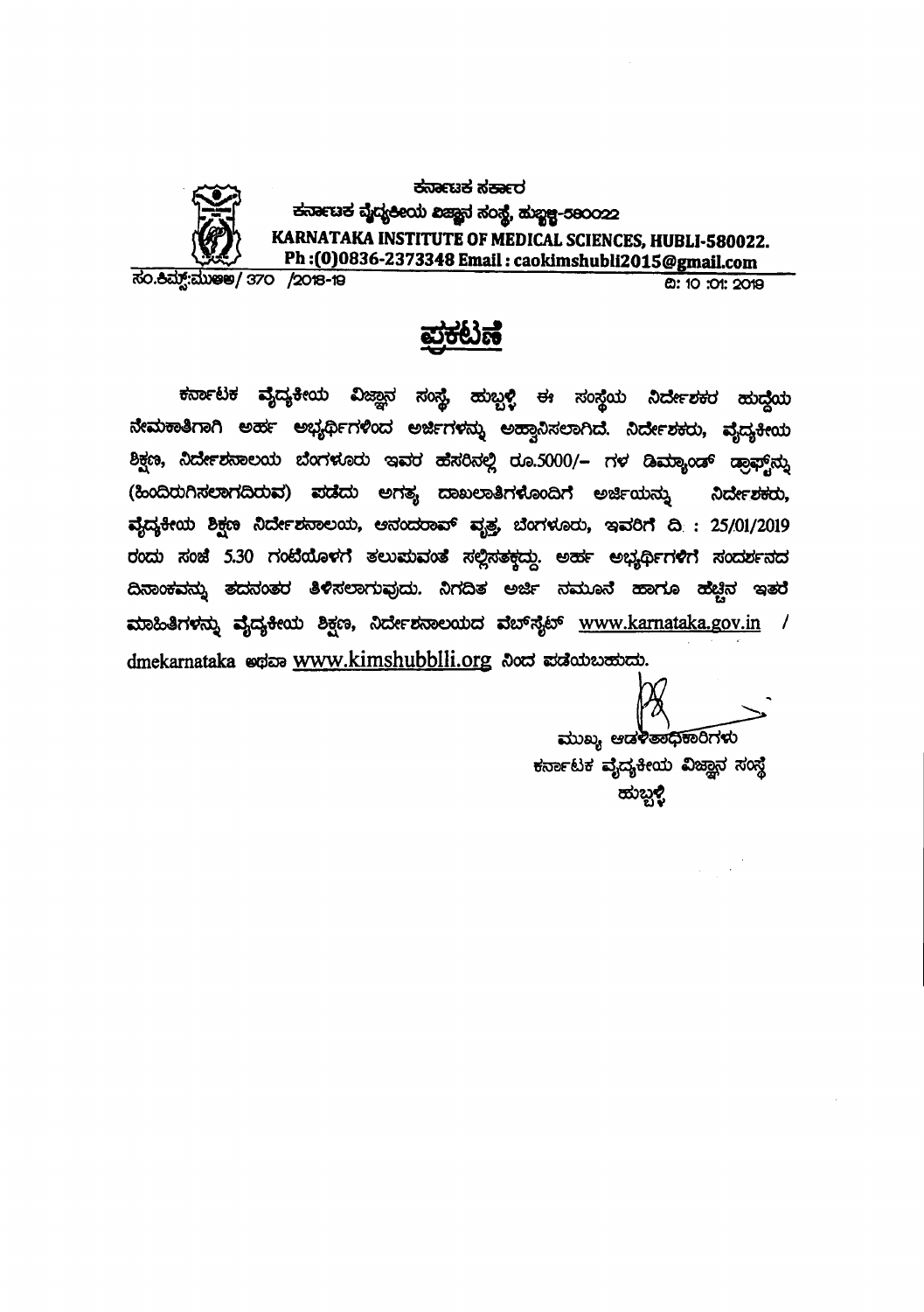ಕರ್ನಾಟಕ ಸರ್ಕಾರ

ಕರ್ನಾಟಕ ವೈದ್ಯಕೀಯ ವಿಜ್ಞಾನ ಸಂಸ್ಥೆ, ಹುಬ್ಬಳ್ಳಿ-580022

**KARNATAKA INSTITUTE OF MEDICAL SCIENCES, HUBLI-580022.**

**Ph :(0)0836-2373348 Email : caokimshubli2015@gmail.com**

ಸಂ.ಕಿಮ್ಸ್:ಮುಆಅ/ 370 /2018-19

ದಿ: 10 :01: 2019

# ಪ್ರಕಟಣೆ

ಕರ್ನಾಟಕ ವೈದ್ಯಕೀಯ ವಿಜ್ಞಾನ ಸಂಸ್ಥೆ, ಹುಬ್ಬಳ್ಳಿ ಈ ಸಂಸ್ಥೆಯ ನಿರ್ದೇಶಕರ ಹುದ್ದೆಯ ನೇಮಕಾತಿಗಾಗಿ ಅರ್ಹ ಅಭ್ಯರ್ಥಿಗಳಿಂದ ಅರ್ಜಿಗಳನ್ನು ಆಹ್ವಾನಿಸಲಾಗಿದೆ. ನಿರ್ದೇಶಕರು, ವೈದ್ಯಕೀಯ ಶಿಕ್ಷಣ, ನಿರ್ದೇಶನಾಲಯ ಬೆಂಗಳೂರು ಇವರ ಹೆಸರಿನಲ್ಲಿ ರೂ.5000/- ಗಳ ಡಿಮ್ಯಾಂಡ್ ಡ್ರಾಫ್ಟ್‌ನ್ನು (ಹಿಂದಿರುಗಿಸಲಾಗದಿರುವ) ಪಡೆದು ಅಗತ್ಯ ದಾಖಲಾತಿಗಳೊಂದಿಗೆ ಅರ್ಜಿಯನ್ನು ನಿರ್ದೇಶಕರು, ವೈದ್ಯಕೀಯ ಶಿಕ್ಷಣ ನಿರ್ದೇಶನಾಲಯ, ಆನಂದರಾವ್ ವೃತ್ತ, ಬೆಂಗಳೂರು, ಇವರಿಗೆ ದಿ : 25/01/2019 ರಂದು ಸಂಜೆ 5.30 ಗಂಟೆಯೊಳಗೆ ತಲುಪುವಂತೆ ಸಲ್ಲಿಸತಕ್ಕದ್ದು. ಅರ್ಹ ಅಭ್ಯರ್ಥಿಗಳಿಗೆ ಸಂದರ್ಶನದ ದಿನಾಂಕವನ್ನು ತದನಂತರ ತಿಳಿಸಲಾಗುವುದು. ನಿಗದಿತ ಅರ್ಜಿ ನಮೂನೆ ಹಾಗೂ ಹೆಚ್ಚಿನ ಇತರೆ ಮಾಹಿತಿಗಳನ್ನು ವೈದ್ಯಕೀಯ ಶಿಕ್ಷಣ, ನಿರ್ದೇಶನಾಲಯದ ವೆಬ್‌ಸೈಟ್ www.karnataka.gov.in / dmekarnataka ಅಥವಾ www.kimshubblli.org ನಿಂದ ಪಡೆಯಬಹುದು.

ಮುಖ್ಯ ಆಡಳಿತಾಧಿಕಾರಿಗಳು

ಕರ್ನಾಟಕ ವೈದ್ಯಕೀಯ ವಿಜ್ಞಾನ ಸಂಸ್ಥೆ

ಹುಬ್ಬಳ್ಳಿ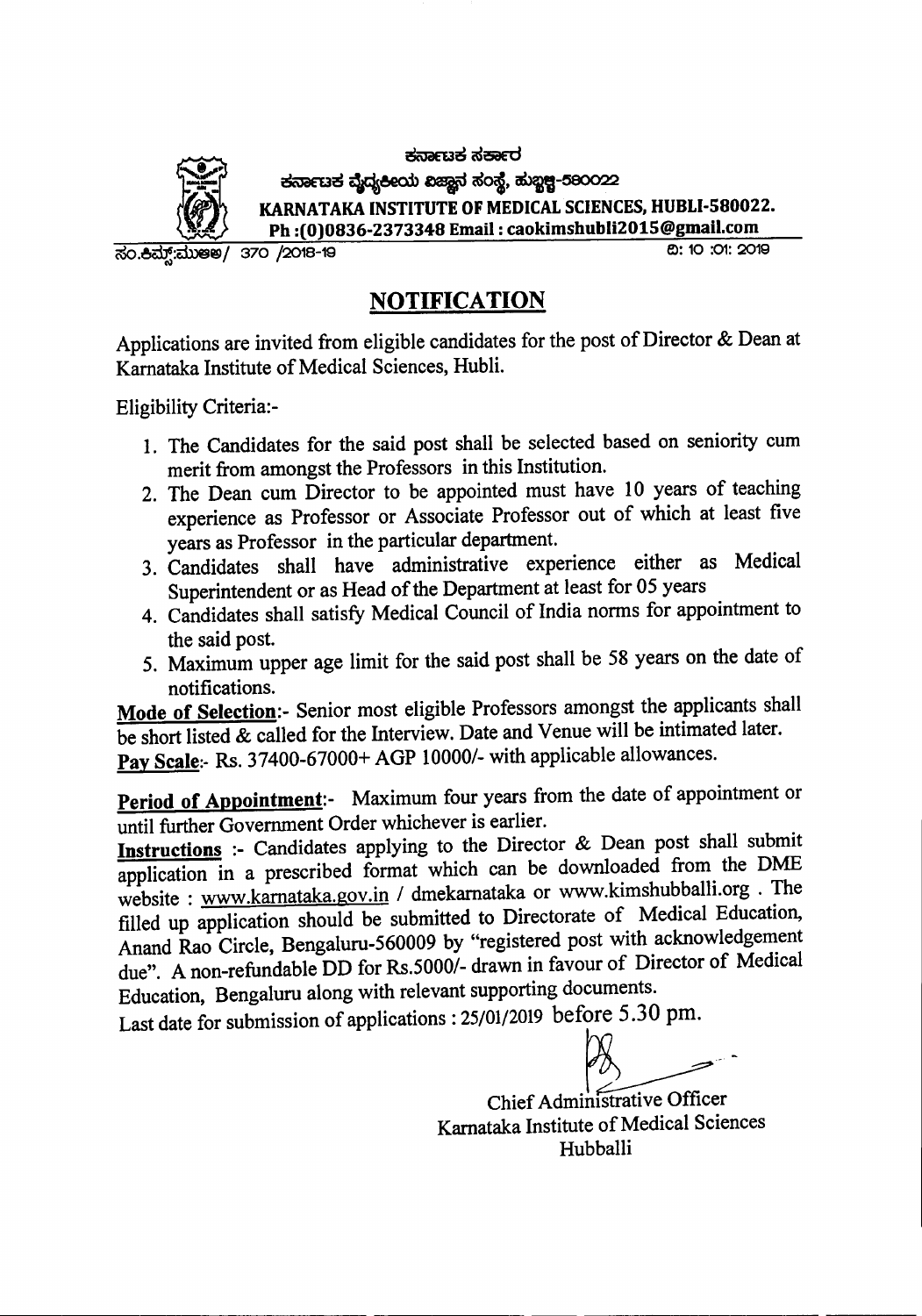ಕರ್ನಾಟಕ ಸರ್ಕಾರ

ಕರ್ನಾಟಕ ವೈದ್ಯಕೀಯ ವಿಜ್ಞಾನ ಸಂಸ್ಥೆ, ಹುಬ್ಬಳ್ಳಿ-580022

**KARNATAKA INSTITUTE OF MEDICAL SCIENCES, HUBLI-580022.**

**Ph :(0)0836-2373348 Email : caokimshubli2015@gmail.com**

ಸಂ.ಕಿಮ್ಸ್:ಮುಆಅ/ 370 /2018-19 ದಿ: 10 :01: 2019

## NOTIFICATION

Applications are invited from eligible candidates for the post of Director & Dean at Karnataka Institute of Medical Sciences, Hubli.

Eligibility Criteria:-

1. The Candidates for the said post shall be selected based on seniority cum merit from amongst the Professors in this Institution.
2. The Dean cum Director to be appointed must have 10 years of teaching experience as Professor or Associate Professor out of which at least five years as Professor in the particular department.
3. Candidates shall have administrative experience either as Medical Superintendent or as Head of the Department at least for 05 years
4. Candidates shall satisfy Medical Council of India norms for appointment to the said post.
5. Maximum upper age limit for the said post shall be 58 years on the date of notifications.

**Mode of Selection**:- Senior most eligible Professors amongst the applicants shall be short listed & called for the Interview. Date and Venue will be intimated later.

**Pay Scale**:- Rs. 37400-67000+ AGP 10000/- with applicable allowances.

**Period of Appointment**:- Maximum four years from the date of appointment or until further Government Order whichever is earlier.

**Instructions** :- Candidates applying to the Director & Dean post shall submit application in a prescribed format which can be downloaded from the DME website : www.karnataka.gov.in / dmekarnataka or www.kimshubballi.org . The filled up application should be submitted to Directorate of Medical Education, Anand Rao Circle, Bengaluru-560009 by "registered post with acknowledgement due". A non-refundable DD for Rs.5000/- drawn in favour of Director of Medical Education, Bengaluru along with relevant supporting documents.

Last date for submission of applications : 25/01/2019 before 5.30 pm.

Chief Administrative Officer
Karnataka Institute of Medical Sciences
Hubballi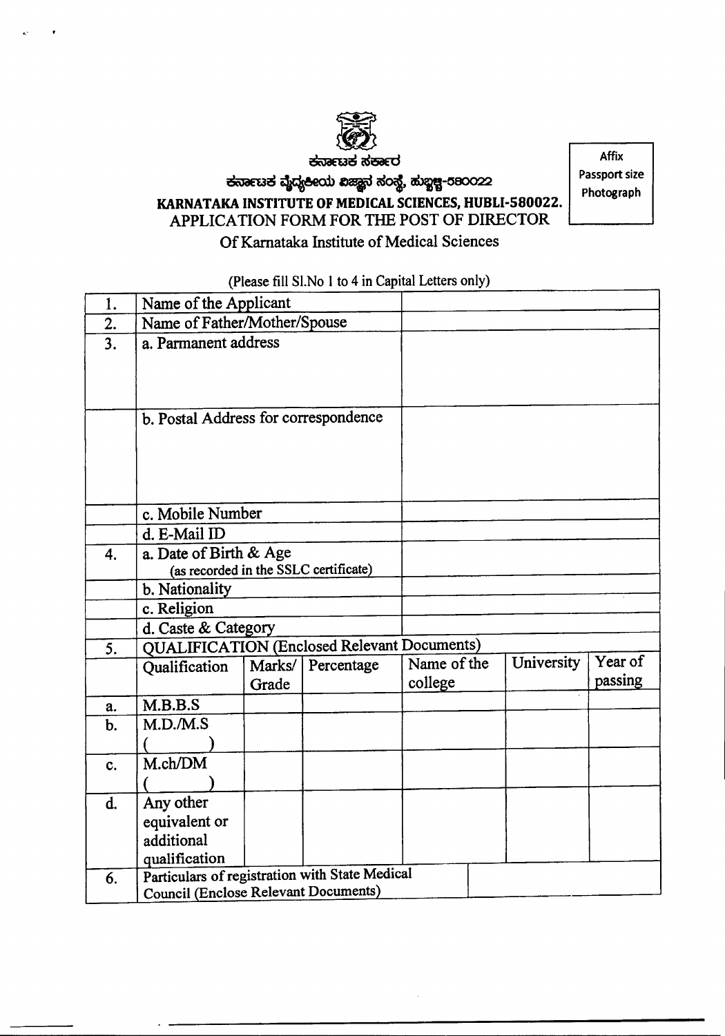ಕರ್ನಾಟಕ ಸರ್ಕಾರ

ಕರ್ನಾಟಕ ವೈದ್ಯಕೀಯ ವಿಜ್ಞಾನ ಸಂಸ್ಥೆ, ಹುಬ್ಬಳ್ಳಿ-580022

**KARNATAKA INSTITUTE OF MEDICAL SCIENCES, HUBLI-580022.**

APPLICATION FORM FOR THE POST OF DIRECTOR

Of Karnataka Institute of Medical Sciences

Affix Passport size Photograph

(Please fill Sl.No 1 to 4 in Capital Letters only)

| | | |
|---|---|---|
| 1. | Name of the Applicant | |
| 2. | Name of Father/Mother/Spouse | |
| 3. | a. Parmanent address | |
| | b. Postal Address for correspondence | |
| | c. Mobile Number | |
| | d. E-Mail ID | |
| 4. | a. Date of Birth & Age (as recorded in the SSLC certificate) | |
| | b. Nationality | |
| | c. Religion | |
| | d. Caste & Category | |

| | | | | | | |
|---|---|---|---|---|---|---|
| 5. | QUALIFICATION (Enclosed Relevant Documents) | | | | | |
| | Qualification | Marks/ Grade | Percentage | Name of the college | University | Year of passing |
| a. | M.B.B.S | | | | | |
| b. | M.D./M.S ( ) | | | | | |
| c. | M.ch/DM ( ) | | | | | |
| d. | Any other equivalent or additional qualification | | | | | |

| | | |
|---|---|---|
| 6. | Particulars of registration with State Medical Council (Enclose Relevant Documents) | |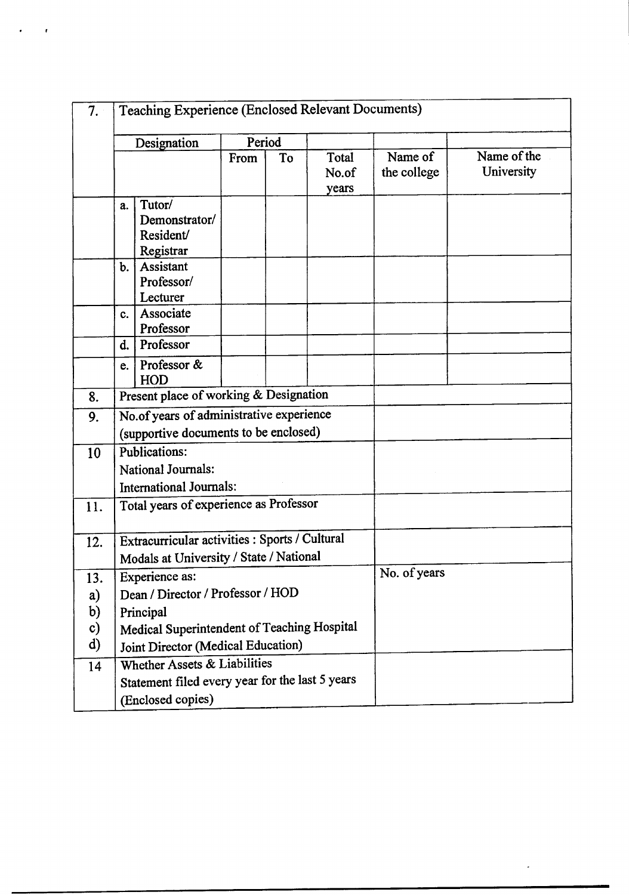| 7. | Teaching Experience (Enclosed Relevant Documents) | | | | | | |
|---|---|---|---|---|---|---|---|
| | Designation | | Period | | | | |
| | | | From | To | Total No.of years | Name of the college | Name of the University |
| | a. | Tutor/ Demonstrator/ Resident/ Registrar | | | | | |
| | b. | Assistant Professor/ Lecturer | | | | | |
| | c. | Associate Professor | | | | | |
| | d. | Professor | | | | | |
| | e. | Professor & HOD | | | | | |
| 8. | Present place of working & Designation | | | | | | |
| 9. | No.of years of administrative experience (supportive documents to be enclosed) | | | | | | |
| 10 | Publications:<br>National Journals:<br>International Journals: | | | | | | |
| 11. | Total years of experience as Professor | | | | | | |
| 12. | Extracurricular activities : Sports / Cultural Modals at University / State / National | | | | | | |
| 13.<br>a)<br>b)<br>c)<br>d) | Experience as:<br>Dean / Director / Professor / HOD<br>Principal<br>Medical Superintendent of Teaching Hospital<br>Joint Director (Medical Education) | | | | | No. of years | |
| 14 | Whether Assets & Liabilities Statement filed every year for the last 5 years (Enclosed copies) | | | | | | |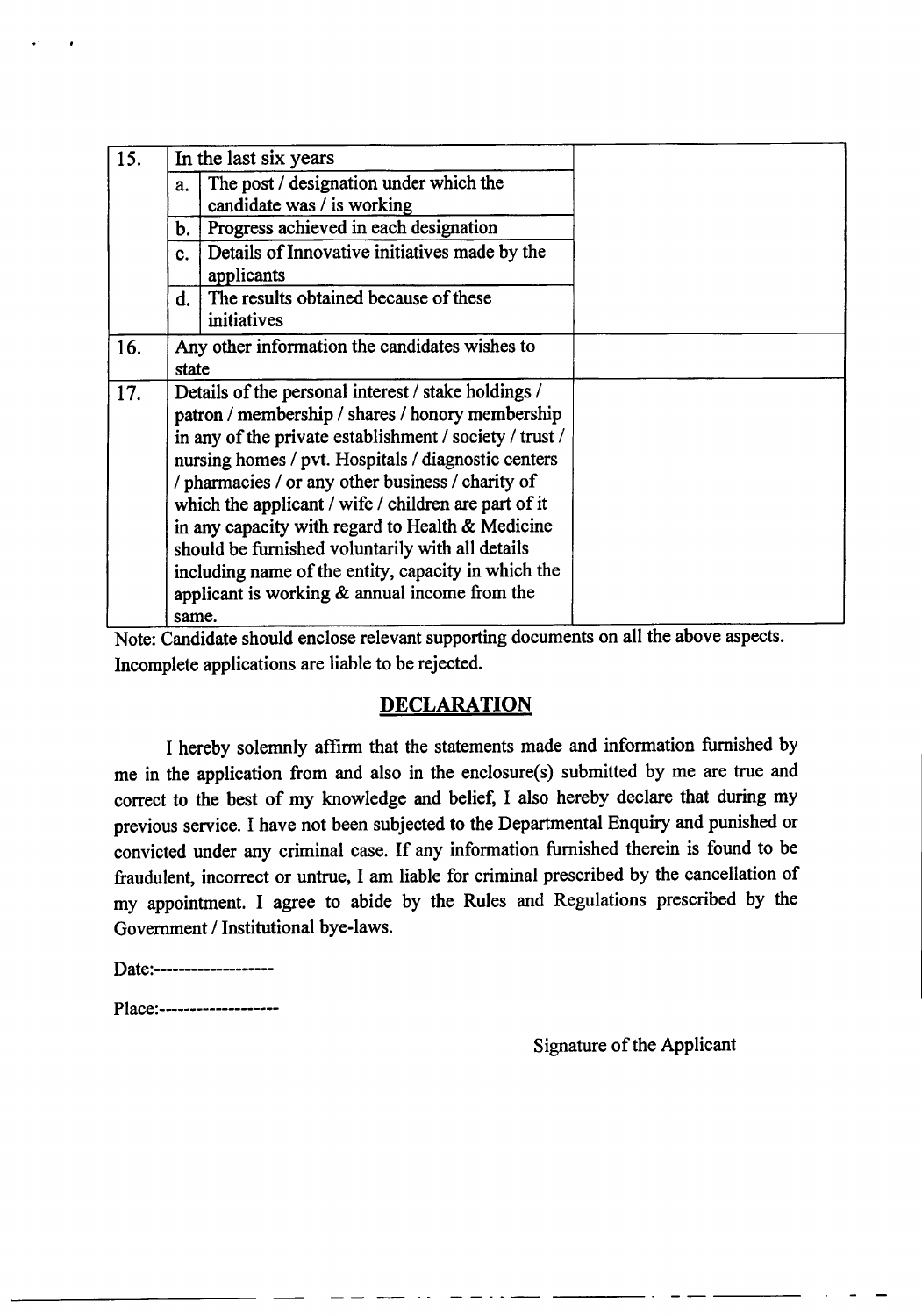| | | | |
|---|---|---|---|
| 15. | In the last six years | | |
| | a. | The post / designation under which the candidate was / is working | |
| | b. | Progress achieved in each designation | |
| | c. | Details of Innovative initiatives made by the applicants | |
| | d. | The results obtained because of these initiatives | |
| 16. | Any other information the candidates wishes to state | | |
| 17. | Details of the personal interest / stake holdings / patron / membership / shares / honory membership in any of the private establishment / society / trust / nursing homes / pvt. Hospitals / diagnostic centers / pharmacies / or any other business / charity of which the applicant / wife / children are part of it in any capacity with regard to Health & Medicine should be furnished voluntarily with all details including name of the entity, capacity in which the applicant is working & annual income from the same. | | |

Note: Candidate should enclose relevant supporting documents on all the above aspects. Incomplete applications are liable to be rejected.

## DECLARATION

I hereby solemnly affirm that the statements made and information furnished by me in the application from and also in the enclosure(s) submitted by me are true and correct to the best of my knowledge and belief, I also hereby declare that during my previous service. I have not been subjected to the Departmental Enquiry and punished or convicted under any criminal case. If any information furnished therein is found to be fraudulent, incorrect or untrue, I am liable for criminal prescribed by the cancellation of my appointment. I agree to abide by the Rules and Regulations prescribed by the Government / Institutional bye-laws.

Date:-------------------

Place:------------------

Signature of the Applicant